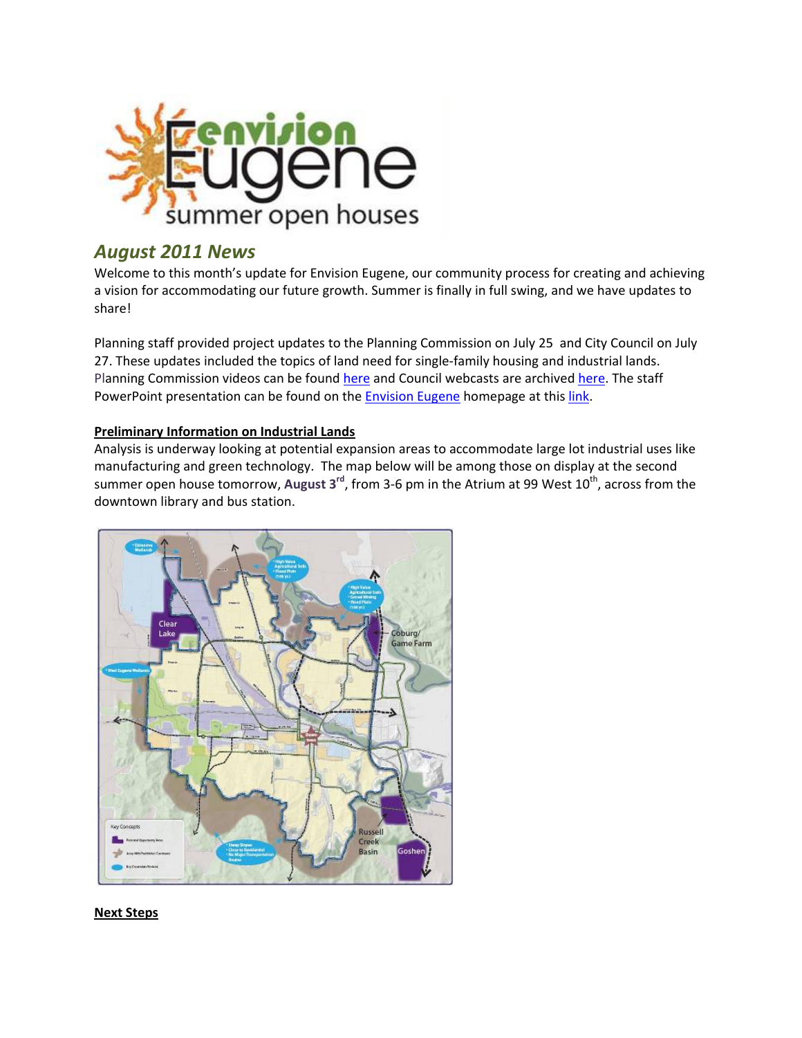# envision Eugene summer open houses

## *August 2011 News*

Welcome to this month's update for Envision Eugene, our community process for creating and achieving a vision for accommodating our future growth. Summer is finally in full swing, and we have updates to share!

Planning staff provided project updates to the Planning Commission on July 25 and City Council on July 27. These updates included the topics of land need for single-family housing and industrial lands. Planning Commission videos can be found here and Council webcasts are archived here. The staff PowerPoint presentation can be found on the Envision Eugene homepage at this link.

**Preliminary Information on Industrial Lands**

Analysis is underway looking at potential expansion areas to accommodate large lot industrial uses like manufacturing and green technology. The map below will be among those on display at the second summer open house tomorrow, **August 3rd**, from 3-6 pm in the Atrium at 99 West 10th, across from the downtown library and bus station.

**Next Steps**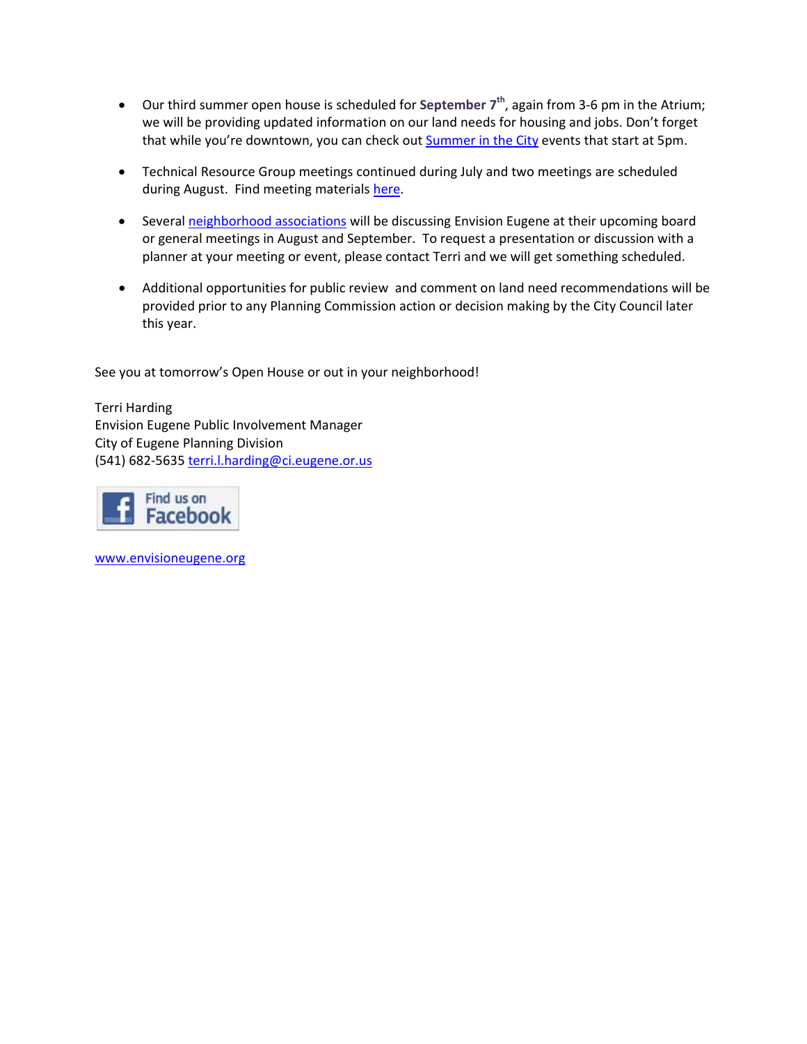- Our third summer open house is scheduled for **September 7th**, again from 3-6 pm in the Atrium; we will be providing updated information on our land needs for housing and jobs. Don't forget that while you're downtown, you can check out Summer in the City events that start at 5pm.

- Technical Resource Group meetings continued during July and two meetings are scheduled during August. Find meeting materials here.

- Several neighborhood associations will be discussing Envision Eugene at their upcoming board or general meetings in August and September. To request a presentation or discussion with a planner at your meeting or event, please contact Terri and we will get something scheduled.

- Additional opportunities for public review and comment on land need recommendations will be provided prior to any Planning Commission action or decision making by the City Council later this year.

See you at tomorrow's Open House or out in your neighborhood!

Terri Harding
Envision Eugene Public Involvement Manager
City of Eugene Planning Division
(541) 682-5635 terri.l.harding@ci.eugene.or.us

Find us on Facebook

www.envisioneugene.org